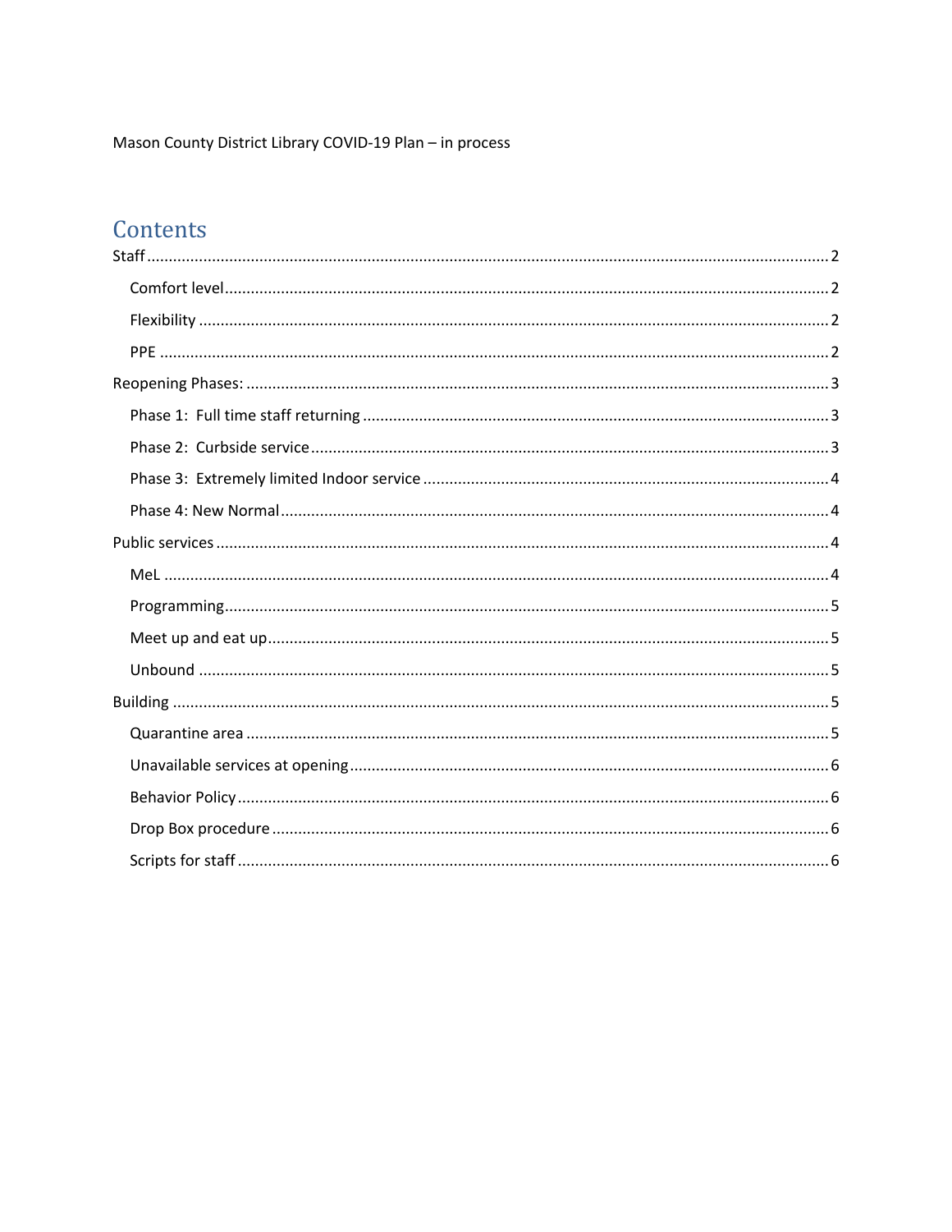Mason County District Library COVID-19 Plan – in process

# Contents

- Staff ..... 2
  - Comfort level ..... 2
  - Flexibility ..... 2
  - PPE ..... 2
- Reopening Phases: ..... 3
  - Phase 1: Full time staff returning ..... 3
  - Phase 2: Curbside service ..... 3
  - Phase 3: Extremely limited Indoor service ..... 4
  - Phase 4: New Normal ..... 4
- Public services ..... 4
  - MeL ..... 4
  - Programming ..... 5
  - Meet up and eat up ..... 5
  - Unbound ..... 5
- Building ..... 5
  - Quarantine area ..... 5
  - Unavailable services at opening ..... 6
  - Behavior Policy ..... 6
  - Drop Box procedure ..... 6
  - Scripts for staff ..... 6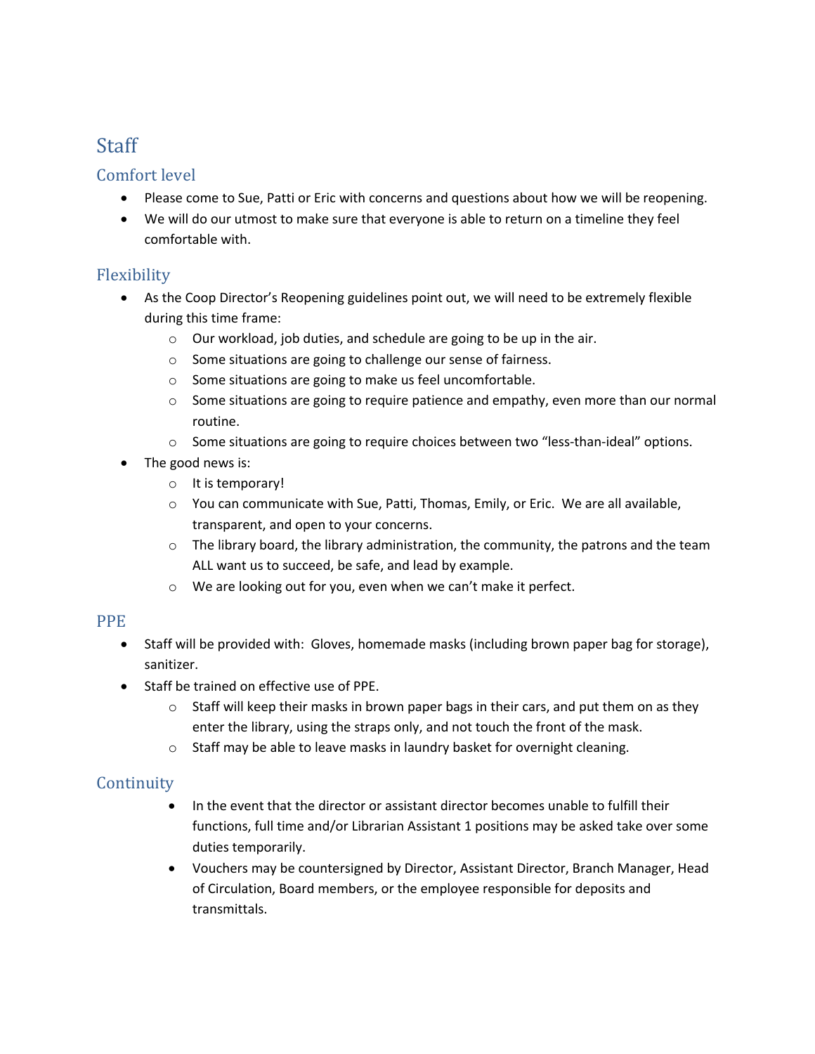# Staff

## Comfort level

- Please come to Sue, Patti or Eric with concerns and questions about how we will be reopening.
- We will do our utmost to make sure that everyone is able to return on a timeline they feel comfortable with.

## Flexibility

- As the Coop Director's Reopening guidelines point out, we will need to be extremely flexible during this time frame:
  - Our workload, job duties, and schedule are going to be up in the air.
  - Some situations are going to challenge our sense of fairness.
  - Some situations are going to make us feel uncomfortable.
  - Some situations are going to require patience and empathy, even more than our normal routine.
  - Some situations are going to require choices between two "less-than-ideal" options.
- The good news is:
  - It is temporary!
  - You can communicate with Sue, Patti, Thomas, Emily, or Eric. We are all available, transparent, and open to your concerns.
  - The library board, the library administration, the community, the patrons and the team ALL want us to succeed, be safe, and lead by example.
  - We are looking out for you, even when we can't make it perfect.

## PPE

- Staff will be provided with: Gloves, homemade masks (including brown paper bag for storage), sanitizer.
- Staff be trained on effective use of PPE.
  - Staff will keep their masks in brown paper bags in their cars, and put them on as they enter the library, using the straps only, and not touch the front of the mask.
  - Staff may be able to leave masks in laundry basket for overnight cleaning.

## Continuity

- In the event that the director or assistant director becomes unable to fulfill their functions, full time and/or Librarian Assistant 1 positions may be asked take over some duties temporarily.
- Vouchers may be countersigned by Director, Assistant Director, Branch Manager, Head of Circulation, Board members, or the employee responsible for deposits and transmittals.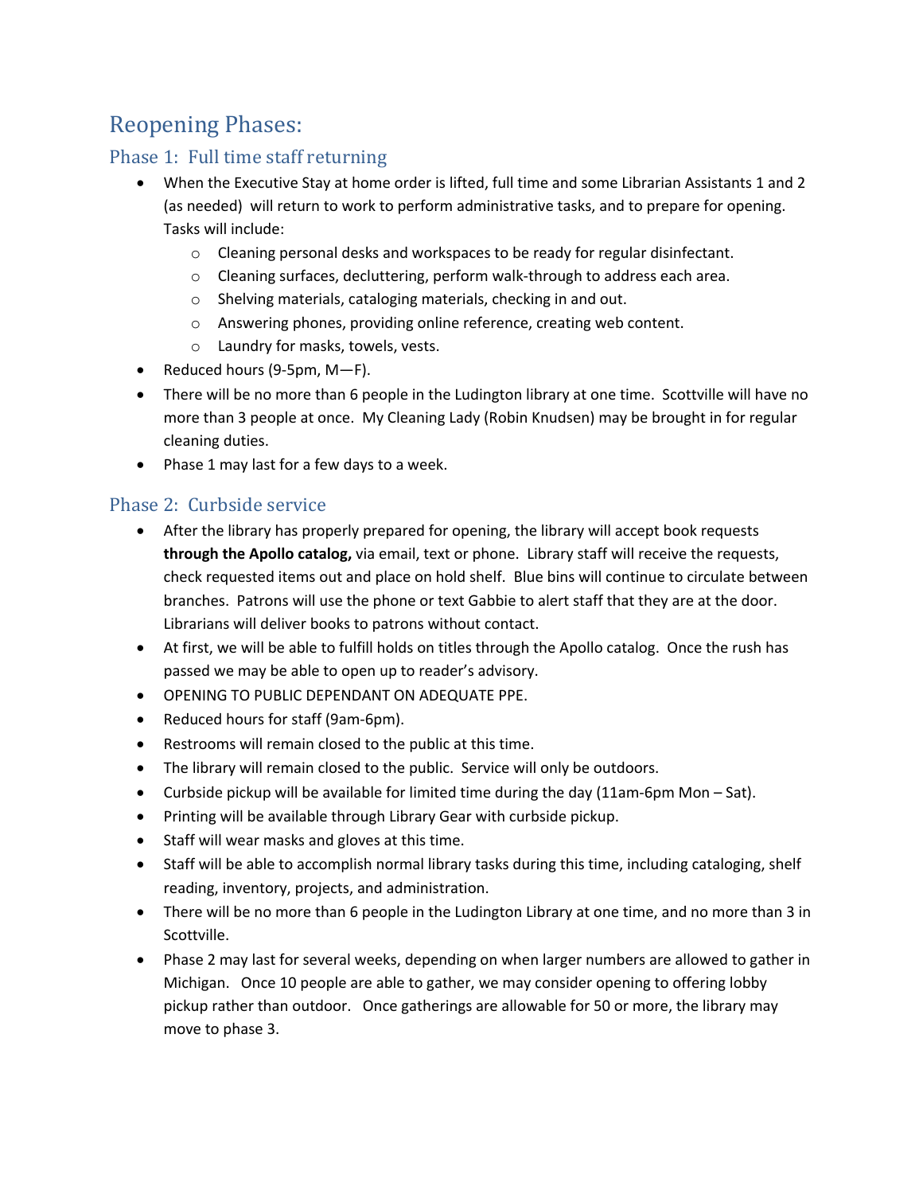# Reopening Phases:

## Phase 1: Full time staff returning

- When the Executive Stay at home order is lifted, full time and some Librarian Assistants 1 and 2 (as needed) will return to work to perform administrative tasks, and to prepare for opening. Tasks will include:
  - Cleaning personal desks and workspaces to be ready for regular disinfectant.
  - Cleaning surfaces, decluttering, perform walk-through to address each area.
  - Shelving materials, cataloging materials, checking in and out.
  - Answering phones, providing online reference, creating web content.
  - Laundry for masks, towels, vests.
- Reduced hours (9-5pm, M—F).
- There will be no more than 6 people in the Ludington library at one time. Scottville will have no more than 3 people at once. My Cleaning Lady (Robin Knudsen) may be brought in for regular cleaning duties.
- Phase 1 may last for a few days to a week.

## Phase 2: Curbside service

- After the library has properly prepared for opening, the library will accept book requests **through the Apollo catalog,** via email, text or phone. Library staff will receive the requests, check requested items out and place on hold shelf. Blue bins will continue to circulate between branches. Patrons will use the phone or text Gabbie to alert staff that they are at the door. Librarians will deliver books to patrons without contact.
- At first, we will be able to fulfill holds on titles through the Apollo catalog. Once the rush has passed we may be able to open up to reader's advisory.
- OPENING TO PUBLIC DEPENDANT ON ADEQUATE PPE.
- Reduced hours for staff (9am-6pm).
- Restrooms will remain closed to the public at this time.
- The library will remain closed to the public. Service will only be outdoors.
- Curbside pickup will be available for limited time during the day (11am-6pm Mon – Sat).
- Printing will be available through Library Gear with curbside pickup.
- Staff will wear masks and gloves at this time.
- Staff will be able to accomplish normal library tasks during this time, including cataloging, shelf reading, inventory, projects, and administration.
- There will be no more than 6 people in the Ludington Library at one time, and no more than 3 in Scottville.
- Phase 2 may last for several weeks, depending on when larger numbers are allowed to gather in Michigan. Once 10 people are able to gather, we may consider opening to offering lobby pickup rather than outdoor. Once gatherings are allowable for 50 or more, the library may move to phase 3.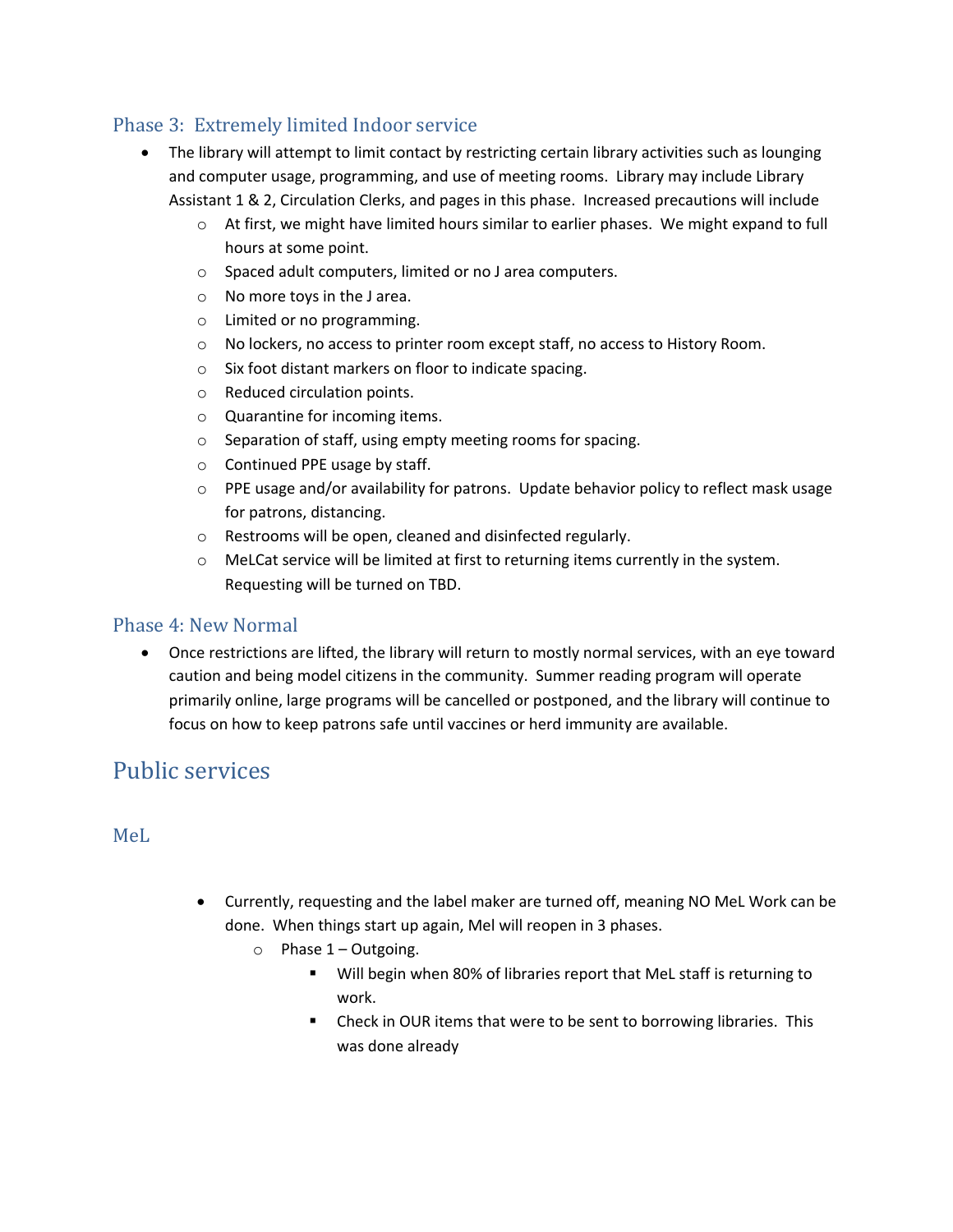### Phase 3: Extremely limited Indoor service

- The library will attempt to limit contact by restricting certain library activities such as lounging and computer usage, programming, and use of meeting rooms. Library may include Library Assistant 1 & 2, Circulation Clerks, and pages in this phase. Increased precautions will include
  - At first, we might have limited hours similar to earlier phases. We might expand to full hours at some point.
  - Spaced adult computers, limited or no J area computers.
  - No more toys in the J area.
  - Limited or no programming.
  - No lockers, no access to printer room except staff, no access to History Room.
  - Six foot distant markers on floor to indicate spacing.
  - Reduced circulation points.
  - Quarantine for incoming items.
  - Separation of staff, using empty meeting rooms for spacing.
  - Continued PPE usage by staff.
  - PPE usage and/or availability for patrons. Update behavior policy to reflect mask usage for patrons, distancing.
  - Restrooms will be open, cleaned and disinfected regularly.
  - MeLCat service will be limited at first to returning items currently in the system. Requesting will be turned on TBD.

### Phase 4: New Normal

- Once restrictions are lifted, the library will return to mostly normal services, with an eye toward caution and being model citizens in the community. Summer reading program will operate primarily online, large programs will be cancelled or postponed, and the library will continue to focus on how to keep patrons safe until vaccines or herd immunity are available.

## Public services

### MeL

- Currently, requesting and the label maker are turned off, meaning NO MeL Work can be done. When things start up again, Mel will reopen in 3 phases.
  - Phase 1 – Outgoing.
    - Will begin when 80% of libraries report that MeL staff is returning to work.
    - Check in OUR items that were to be sent to borrowing libraries. This was done already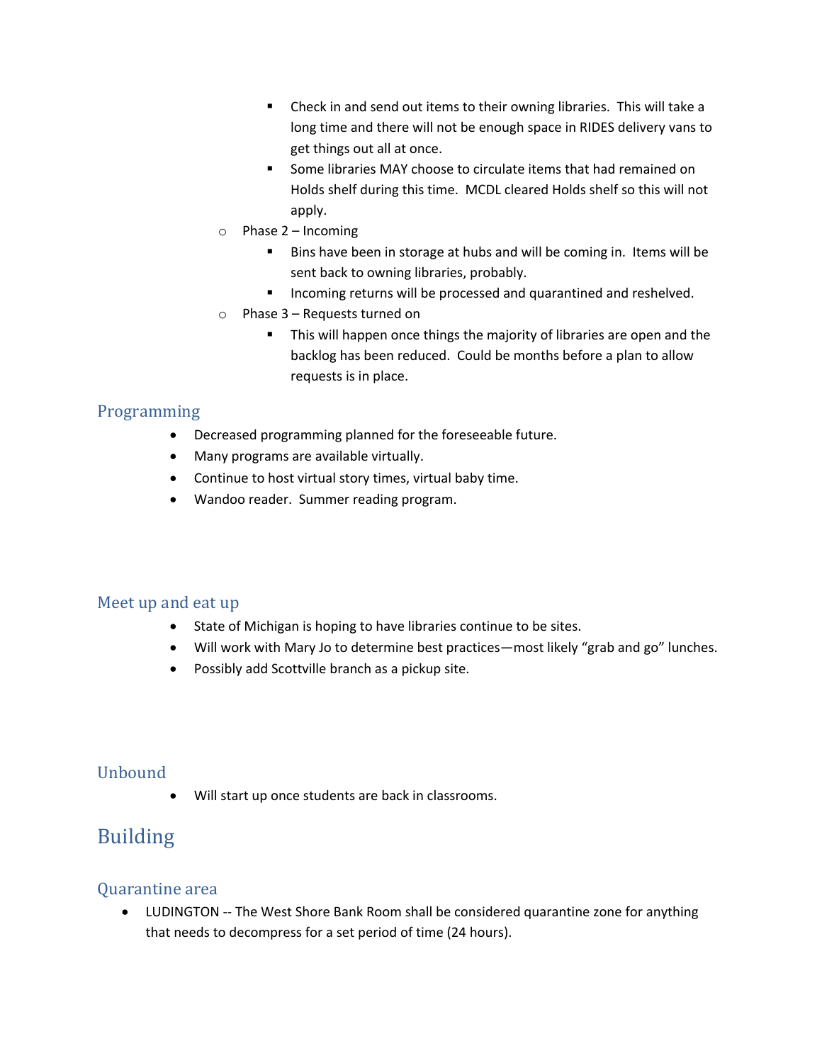- Check in and send out items to their owning libraries. This will take a long time and there will not be enough space in RIDES delivery vans to get things out all at once.
        - Some libraries MAY choose to circulate items that had remained on Holds shelf during this time. MCDL cleared Holds shelf so this will not apply.
    - Phase 2 – Incoming
        - Bins have been in storage at hubs and will be coming in. Items will be sent back to owning libraries, probably.
        - Incoming returns will be processed and quarantined and reshelved.
    - Phase 3 – Requests turned on
        - This will happen once things the majority of libraries are open and the backlog has been reduced. Could be months before a plan to allow requests is in place.

### Programming

- Decreased programming planned for the foreseeable future.
- Many programs are available virtually.
- Continue to host virtual story times, virtual baby time.
- Wandoo reader. Summer reading program.

### Meet up and eat up

- State of Michigan is hoping to have libraries continue to be sites.
- Will work with Mary Jo to determine best practices—most likely "grab and go" lunches.
- Possibly add Scottville branch as a pickup site.

### Unbound

- Will start up once students are back in classrooms.

## Building

### Quarantine area

- LUDINGTON -- The West Shore Bank Room shall be considered quarantine zone for anything that needs to decompress for a set period of time (24 hours).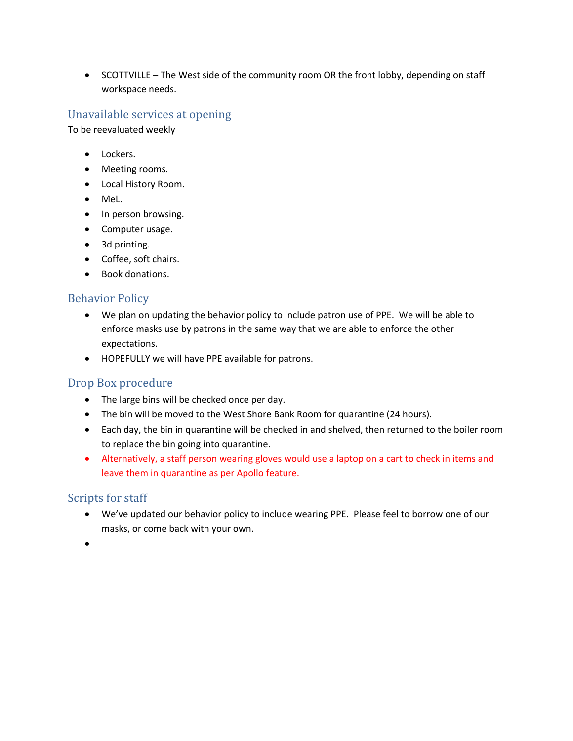- SCOTTVILLE – The West side of the community room OR the front lobby, depending on staff workspace needs.

## Unavailable services at opening

To be reevaluated weekly

- Lockers.
- Meeting rooms.
- Local History Room.
- MeL.
- In person browsing.
- Computer usage.
- 3d printing.
- Coffee, soft chairs.
- Book donations.

## Behavior Policy

- We plan on updating the behavior policy to include patron use of PPE. We will be able to enforce masks use by patrons in the same way that we are able to enforce the other expectations.
- HOPEFULLY we will have PPE available for patrons.

## Drop Box procedure

- The large bins will be checked once per day.
- The bin will be moved to the West Shore Bank Room for quarantine (24 hours).
- Each day, the bin in quarantine will be checked in and shelved, then returned to the boiler room to replace the bin going into quarantine.
- Alternatively, a staff person wearing gloves would use a laptop on a cart to check in items and leave them in quarantine as per Apollo feature.

## Scripts for staff

- We've updated our behavior policy to include wearing PPE. Please feel to borrow one of our masks, or come back with your own.
-